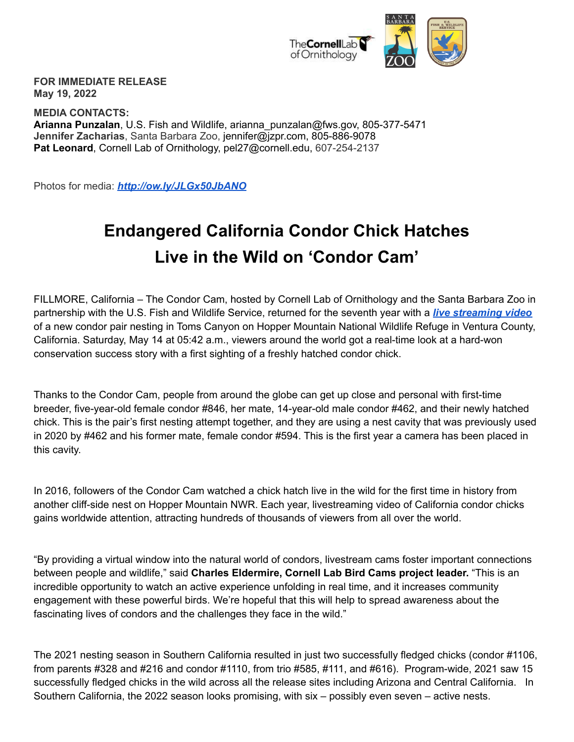**FOR IMMEDIATE RELEASE**
**May 19, 2022**

**MEDIA CONTACTS:**
**Arianna Punzalan**, U.S. Fish and Wildlife, arianna_punzalan@fws.gov, 805-377-5471
**Jennifer Zacharias**, Santa Barbara Zoo, jennifer@jzpr.com, 805-886-9078
**Pat Leonard**, Cornell Lab of Ornithology, pel27@cornell.edu, 607-254-2137

Photos for media: ***http://ow.ly/JLGx50JbANO***

# Endangered California Condor Chick Hatches Live in the Wild on 'Condor Cam'

FILLMORE, California – The Condor Cam, hosted by Cornell Lab of Ornithology and the Santa Barbara Zoo in partnership with the U.S. Fish and Wildlife Service, returned for the seventh year with a ***live streaming video*** of a new condor pair nesting in Toms Canyon on Hopper Mountain National Wildlife Refuge in Ventura County, California. Saturday, May 14 at 05:42 a.m., viewers around the world got a real-time look at a hard-won conservation success story with a first sighting of a freshly hatched condor chick.

Thanks to the Condor Cam, people from around the globe can get up close and personal with first-time breeder, five-year-old female condor #846, her mate, 14-year-old male condor #462, and their newly hatched chick. This is the pair's first nesting attempt together, and they are using a nest cavity that was previously used in 2020 by #462 and his former mate, female condor #594. This is the first year a camera has been placed in this cavity.

In 2016, followers of the Condor Cam watched a chick hatch live in the wild for the first time in history from another cliff-side nest on Hopper Mountain NWR. Each year, livestreaming video of California condor chicks gains worldwide attention, attracting hundreds of thousands of viewers from all over the world.

"By providing a virtual window into the natural world of condors, livestream cams foster important connections between people and wildlife," said **Charles Eldermire, Cornell Lab Bird Cams project leader.** "This is an incredible opportunity to watch an active experience unfolding in real time, and it increases community engagement with these powerful birds. We're hopeful that this will help to spread awareness about the fascinating lives of condors and the challenges they face in the wild."

The 2021 nesting season in Southern California resulted in just two successfully fledged chicks (condor #1106, from parents #328 and #216 and condor #1110, from trio #585, #111, and #616). Program-wide, 2021 saw 15 successfully fledged chicks in the wild across all the release sites including Arizona and Central California. In Southern California, the 2022 season looks promising, with six – possibly even seven – active nests.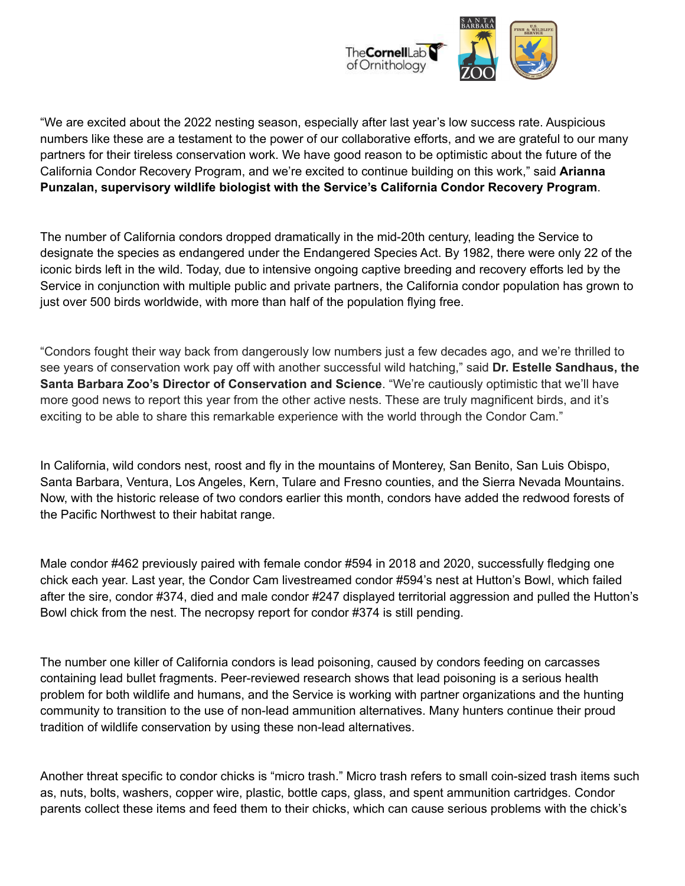“We are excited about the 2022 nesting season, especially after last year’s low success rate. Auspicious numbers like these are a testament to the power of our collaborative efforts, and we are grateful to our many partners for their tireless conservation work. We have good reason to be optimistic about the future of the California Condor Recovery Program, and we’re excited to continue building on this work,” said **Arianna Punzalan, supervisory wildlife biologist with the Service’s California Condor Recovery Program**.

The number of California condors dropped dramatically in the mid-20th century, leading the Service to designate the species as endangered under the Endangered Species Act. By 1982, there were only 22 of the iconic birds left in the wild. Today, due to intensive ongoing captive breeding and recovery efforts led by the Service in conjunction with multiple public and private partners, the California condor population has grown to just over 500 birds worldwide, with more than half of the population flying free.

“Condors fought their way back from dangerously low numbers just a few decades ago, and we’re thrilled to see years of conservation work pay off with another successful wild hatching,” said **Dr. Estelle Sandhaus, the Santa Barbara Zoo’s Director of Conservation and Science**. “We’re cautiously optimistic that we’ll have more good news to report this year from the other active nests. These are truly magnificent birds, and it’s exciting to be able to share this remarkable experience with the world through the Condor Cam.”

In California, wild condors nest, roost and fly in the mountains of Monterey, San Benito, San Luis Obispo, Santa Barbara, Ventura, Los Angeles, Kern, Tulare and Fresno counties, and the Sierra Nevada Mountains. Now, with the historic release of two condors earlier this month, condors have added the redwood forests of the Pacific Northwest to their habitat range.

Male condor #462 previously paired with female condor #594 in 2018 and 2020, successfully fledging one chick each year. Last year, the Condor Cam livestreamed condor #594’s nest at Hutton’s Bowl, which failed after the sire, condor #374, died and male condor #247 displayed territorial aggression and pulled the Hutton’s Bowl chick from the nest. The necropsy report for condor #374 is still pending.

The number one killer of California condors is lead poisoning, caused by condors feeding on carcasses containing lead bullet fragments. Peer-reviewed research shows that lead poisoning is a serious health problem for both wildlife and humans, and the Service is working with partner organizations and the hunting community to transition to the use of non-lead ammunition alternatives. Many hunters continue their proud tradition of wildlife conservation by using these non-lead alternatives.

Another threat specific to condor chicks is “micro trash.” Micro trash refers to small coin-sized trash items such as, nuts, bolts, washers, copper wire, plastic, bottle caps, glass, and spent ammunition cartridges. Condor parents collect these items and feed them to their chicks, which can cause serious problems with the chick’s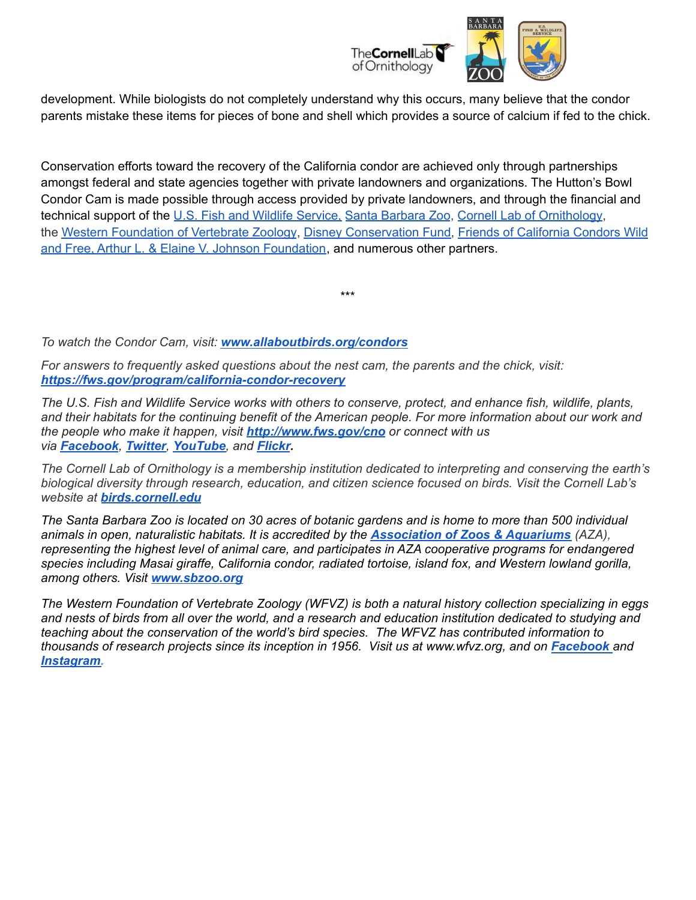development. While biologists do not completely understand why this occurs, many believe that the condor parents mistake these items for pieces of bone and shell which provides a source of calcium if fed to the chick.

Conservation efforts toward the recovery of the California condor are achieved only through partnerships amongst federal and state agencies together with private landowners and organizations. The Hutton's Bowl Condor Cam is made possible through access provided by private landowners, and through the financial and technical support of the U.S. Fish and Wildlife Service, Santa Barbara Zoo, Cornell Lab of Ornithology, the Western Foundation of Vertebrate Zoology, Disney Conservation Fund, Friends of California Condors Wild and Free, Arthur L. & Elaine V. Johnson Foundation, and numerous other partners.

***

*To watch the Condor Cam, visit:* ***www.allaboutbirds.org/condors***

*For answers to frequently asked questions about the nest cam, the parents and the chick, visit:* ***https://fws.gov/program/california-condor-recovery***

*The U.S. Fish and Wildlife Service works with others to conserve, protect, and enhance fish, wildlife, plants, and their habitats for the continuing benefit of the American people. For more information about our work and the people who make it happen, visit* ***http://www.fws.gov/cno*** *or connect with us via* ***Facebook****,* ***Twitter****,* ***YouTube****, and* ***Flickr*****.**

*The Cornell Lab of Ornithology is a membership institution dedicated to interpreting and conserving the earth's biological diversity through research, education, and citizen science focused on birds. Visit the Cornell Lab's website at* ***birds.cornell.edu***

*The Santa Barbara Zoo is located on 30 acres of botanic gardens and is home to more than 500 individual animals in open, naturalistic habitats. It is accredited by the* ***Association of Zoos & Aquariums*** *(AZA), representing the highest level of animal care, and participates in AZA cooperative programs for endangered species including Masai giraffe, California condor, radiated tortoise, island fox, and Western lowland gorilla, among others. Visit* ***www.sbzoo.org***

*The Western Foundation of Vertebrate Zoology (WFVZ) is both a natural history collection specializing in eggs and nests of birds from all over the world, and a research and education institution dedicated to studying and teaching about the conservation of the world's bird species. The WFVZ has contributed information to thousands of research projects since its inception in 1956. Visit us at www.wfvz.org, and on* ***Facebook*** *and* ***Instagram****.*